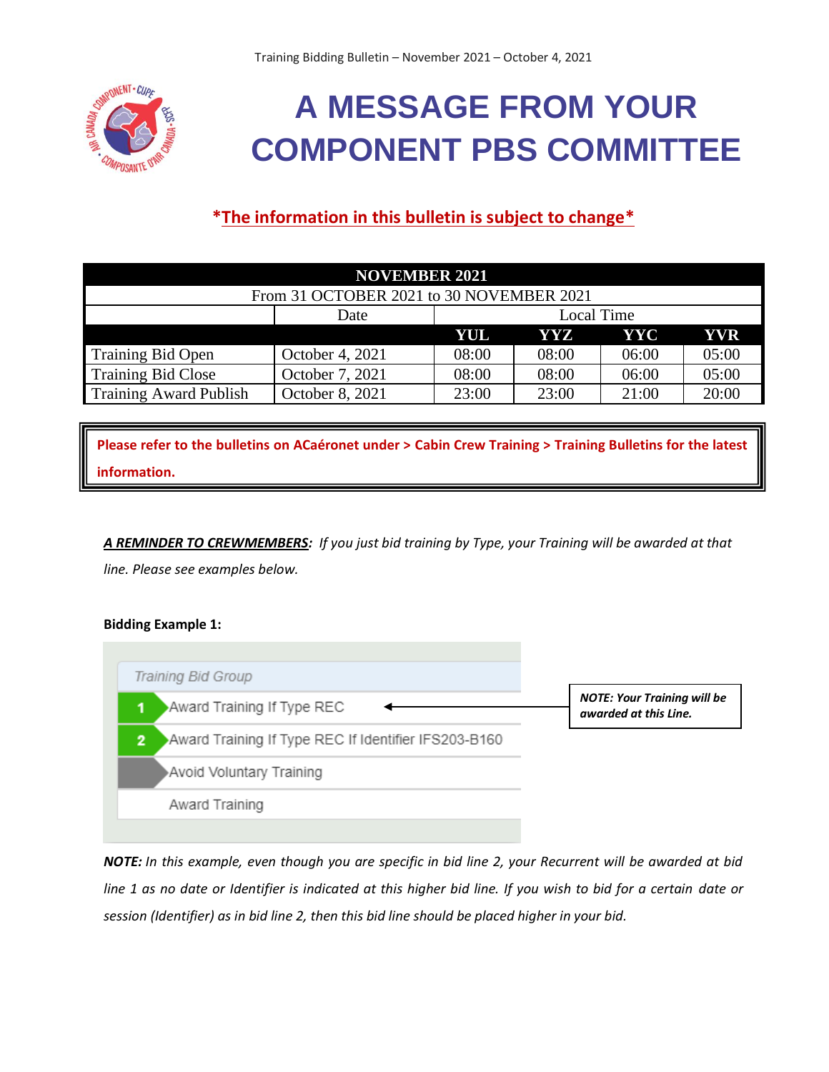Training Bidding Bulletin – November 2021 – October 4, 2021

# A MESSAGE FROM YOUR COMPONENT PBS COMMITTEE

***The information in this bulletin is subject to change***

| NOVEMBER 2021 | | | | | |
|---|---|---|---|---|---|
| From 31 OCTOBER 2021 to 30 NOVEMBER 2021 | | | | | |
| | Date | Local Time | | | |
| | | YUL | YYZ | YYC | YVR |
| Training Bid Open | October 4, 2021 | 08:00 | 08:00 | 06:00 | 05:00 |
| Training Bid Close | October 7, 2021 | 08:00 | 08:00 | 06:00 | 05:00 |
| Training Award Publish | October 8, 2021 | 23:00 | 23:00 | 21:00 | 20:00 |

**Please refer to the bulletins on ACaéronet under > Cabin Crew Training > Training Bulletins for the latest information.**

***A REMINDER TO CREWMEMBERS:*** *If you just bid training by Type, your Training will be awarded at that line. Please see examples below.*

**Bidding Example 1:**

Training Bid Group

1. Award Training If Type REC
2. Award Training If Type REC If Identifier IFS203-B160

Avoid Voluntary Training

Award Training

***NOTE: Your Training will be awarded at this Line.***

***NOTE:*** *In this example, even though you are specific in bid line 2, your Recurrent will be awarded at bid line 1 as no date or Identifier is indicated at this higher bid line. If you wish to bid for a certain date or session (Identifier) as in bid line 2, then this bid line should be placed higher in your bid.*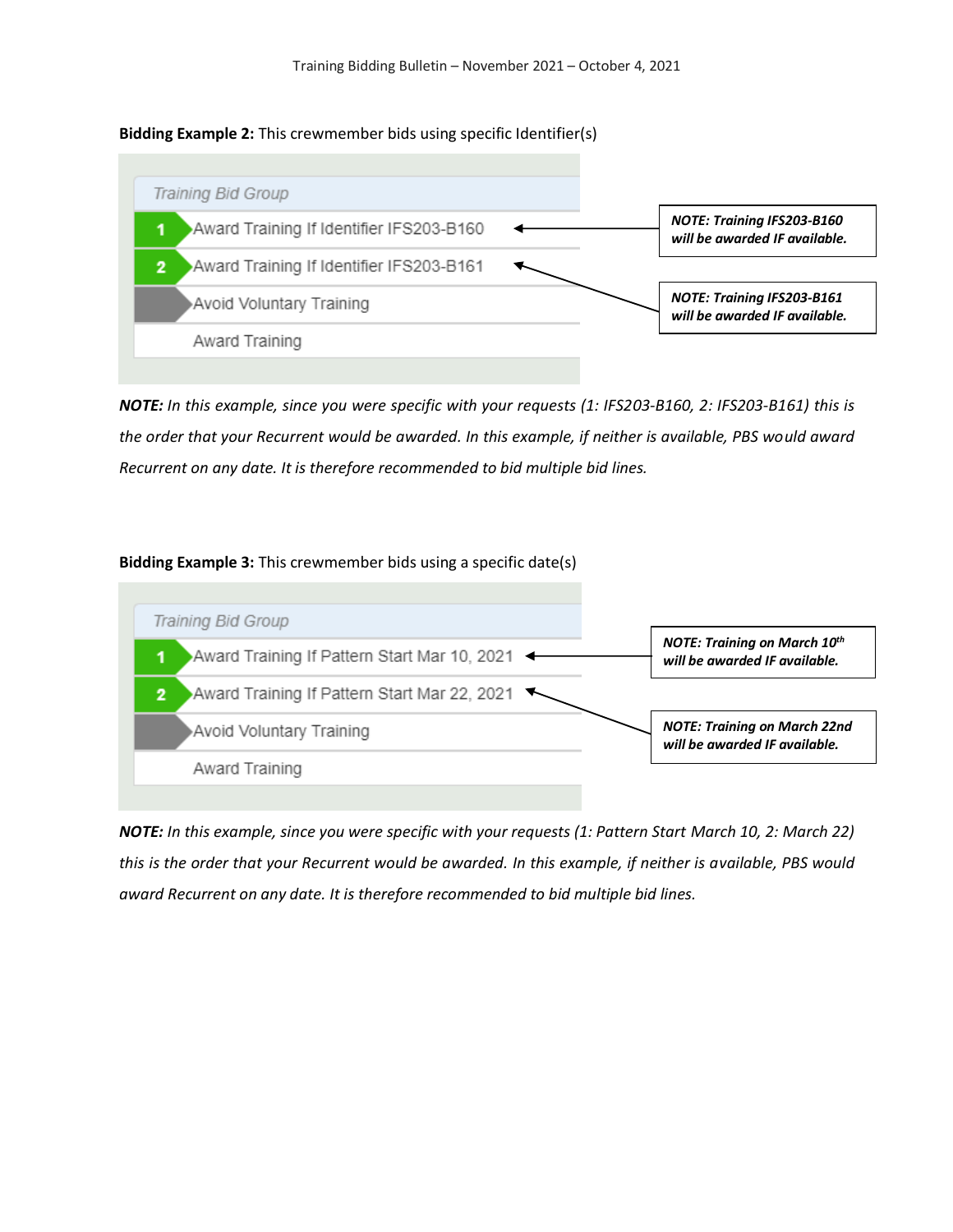**Bidding Example 2:** This crewmember bids using specific Identifier(s)

Training Bid Group

1. Award Training If Identifier IFS203-B160
2. Award Training If Identifier IFS203-B161

Avoid Voluntary Training

Award Training

***NOTE: Training IFS203-B160 will be awarded IF available.***

***NOTE: Training IFS203-B161 will be awarded IF available.***

***NOTE:*** *In this example, since you were specific with your requests (1: IFS203-B160, 2: IFS203-B161) this is the order that your Recurrent would be awarded. In this example, if neither is available, PBS would award Recurrent on any date. It is therefore recommended to bid multiple bid lines.*

**Bidding Example 3:** This crewmember bids using a specific date(s)

Training Bid Group

1. Award Training If Pattern Start Mar 10, 2021
2. Award Training If Pattern Start Mar 22, 2021

Avoid Voluntary Training

Award Training

***NOTE: Training on March 10th will be awarded IF available.***

***NOTE: Training on March 22nd will be awarded IF available.***

***NOTE:*** *In this example, since you were specific with your requests (1: Pattern Start March 10, 2: March 22) this is the order that your Recurrent would be awarded. In this example, if neither is available, PBS would award Recurrent on any date. It is therefore recommended to bid multiple bid lines.*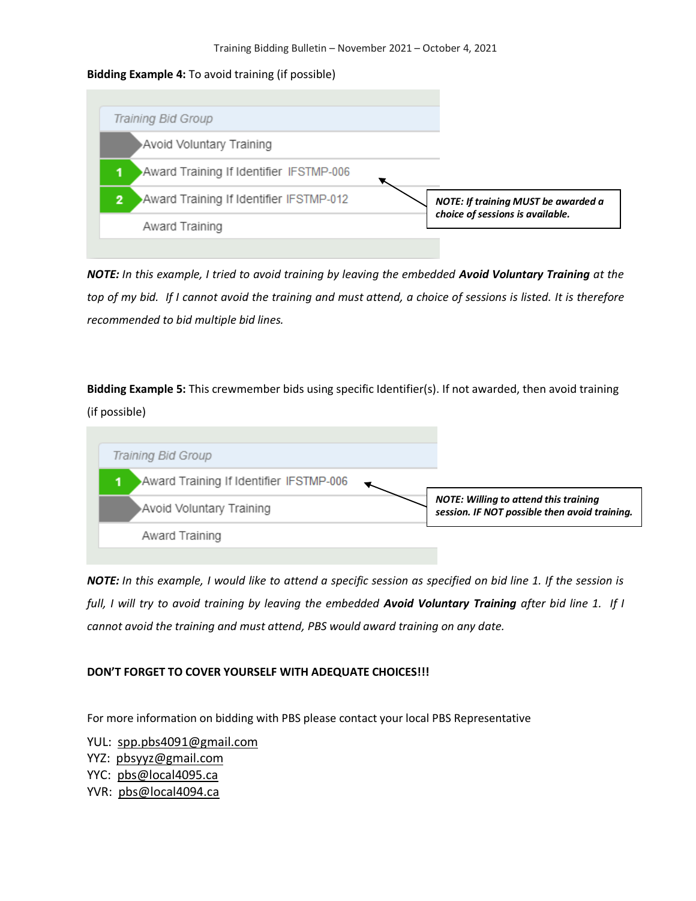**Bidding Example 4:** To avoid training (if possible)

Training Bid Group

Avoid Voluntary Training

1 Award Training If Identifier IFSTMP-006

2 Award Training If Identifier IFSTMP-012

Award Training

***NOTE: If training MUST be awarded a choice of sessions is available.***

***NOTE:*** *In this example, I tried to avoid training by leaving the embedded* ***Avoid Voluntary Training*** *at the top of my bid. If I cannot avoid the training and must attend, a choice of sessions is listed. It is therefore recommended to bid multiple bid lines.*

**Bidding Example 5:** This crewmember bids using specific Identifier(s). If not awarded, then avoid training (if possible)

Training Bid Group

1 Award Training If Identifier IFSTMP-006

Avoid Voluntary Training

Award Training

***NOTE: Willing to attend this training session. IF NOT possible then avoid training.***

***NOTE:*** *In this example, I would like to attend a specific session as specified on bid line 1. If the session is full, I will try to avoid training by leaving the embedded* ***Avoid Voluntary Training*** *after bid line 1. If I cannot avoid the training and must attend, PBS would award training on any date.*

**DON'T FORGET TO COVER YOURSELF WITH ADEQUATE CHOICES!!!**

For more information on bidding with PBS please contact your local PBS Representative

YUL: spp.pbs4091@gmail.com
YYZ: pbsyyz@gmail.com
YYC: pbs@local4095.ca
YVR: pbs@local4094.ca